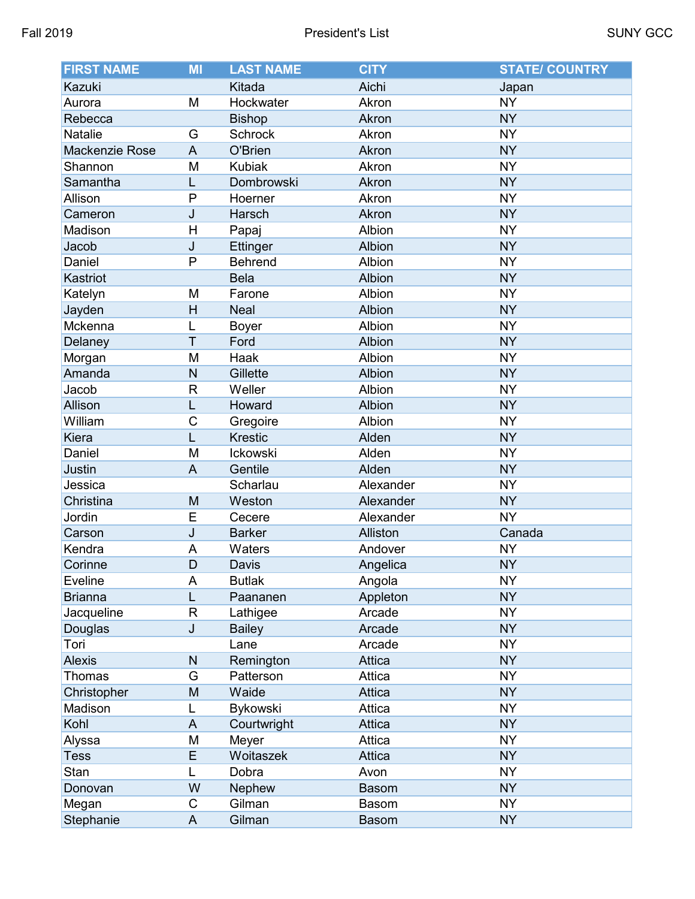| FIRST NAME | MI | LAST NAME | CITY | STATE/ COUNTRY |
|---|---|---|---|---|
| Kazuki | | Kitada | Aichi | Japan |
| Aurora | M | Hockwater | Akron | NY |
| Rebecca | | Bishop | Akron | NY |
| Natalie | G | Schrock | Akron | NY |
| Mackenzie Rose | A | O'Brien | Akron | NY |
| Shannon | M | Kubiak | Akron | NY |
| Samantha | L | Dombrowski | Akron | NY |
| Allison | P | Hoerner | Akron | NY |
| Cameron | J | Harsch | Akron | NY |
| Madison | H | Papaj | Albion | NY |
| Jacob | J | Ettinger | Albion | NY |
| Daniel | P | Behrend | Albion | NY |
| Kastriot | | Bela | Albion | NY |
| Katelyn | M | Farone | Albion | NY |
| Jayden | H | Neal | Albion | NY |
| Mckenna | L | Boyer | Albion | NY |
| Delaney | T | Ford | Albion | NY |
| Morgan | M | Haak | Albion | NY |
| Amanda | N | Gillette | Albion | NY |
| Jacob | R | Weller | Albion | NY |
| Allison | L | Howard | Albion | NY |
| William | C | Gregoire | Albion | NY |
| Kiera | L | Krestic | Alden | NY |
| Daniel | M | Ickowski | Alden | NY |
| Justin | A | Gentile | Alden | NY |
| Jessica | | Scharlau | Alexander | NY |
| Christina | M | Weston | Alexander | NY |
| Jordin | E | Cecere | Alexander | NY |
| Carson | J | Barker | Alliston | Canada |
| Kendra | A | Waters | Andover | NY |
| Corinne | D | Davis | Angelica | NY |
| Eveline | A | Butlak | Angola | NY |
| Brianna | L | Paananen | Appleton | NY |
| Jacqueline | R | Lathigee | Arcade | NY |
| Douglas | J | Bailey | Arcade | NY |
| Tori | | Lane | Arcade | NY |
| Alexis | N | Remington | Attica | NY |
| Thomas | G | Patterson | Attica | NY |
| Christopher | M | Waide | Attica | NY |
| Madison | L | Bykowski | Attica | NY |
| Kohl | A | Courtwright | Attica | NY |
| Alyssa | M | Meyer | Attica | NY |
| Tess | E | Woitaszek | Attica | NY |
| Stan | L | Dobra | Avon | NY |
| Donovan | W | Nephew | Basom | NY |
| Megan | C | Gilman | Basom | NY |
| Stephanie | A | Gilman | Basom | NY |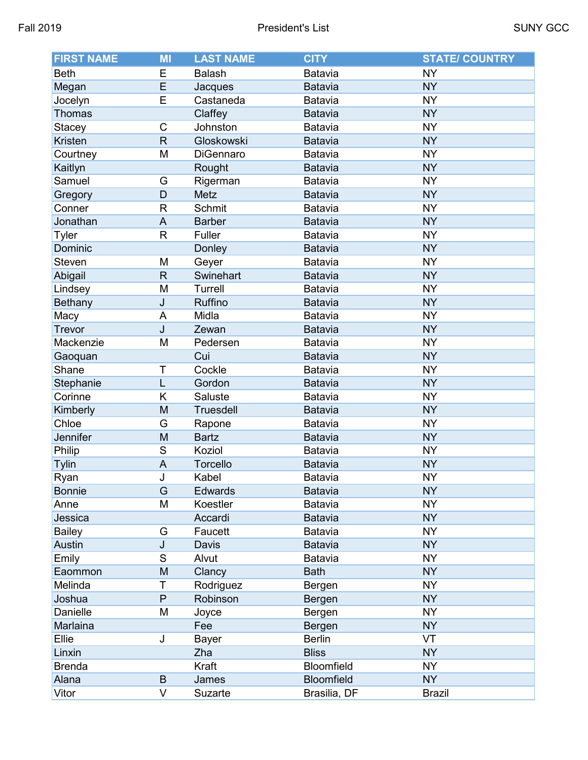| FIRST NAME | MI | LAST NAME | CITY | STATE/ COUNTRY |
| --- | --- | --- | --- | --- |
| Beth | E | Balash | Batavia | NY |
| Megan | E | Jacques | Batavia | NY |
| Jocelyn | E | Castaneda | Batavia | NY |
| Thomas | | Claffey | Batavia | NY |
| Stacey | C | Johnston | Batavia | NY |
| Kristen | R | Gloskowski | Batavia | NY |
| Courtney | M | DiGennaro | Batavia | NY |
| Kaitlyn | | Rought | Batavia | NY |
| Samuel | G | Rigerman | Batavia | NY |
| Gregory | D | Metz | Batavia | NY |
| Conner | R | Schmit | Batavia | NY |
| Jonathan | A | Barber | Batavia | NY |
| Tyler | R | Fuller | Batavia | NY |
| Dominic | | Donley | Batavia | NY |
| Steven | M | Geyer | Batavia | NY |
| Abigail | R | Swinehart | Batavia | NY |
| Lindsey | M | Turrell | Batavia | NY |
| Bethany | J | Ruffino | Batavia | NY |
| Macy | A | Midla | Batavia | NY |
| Trevor | J | Zewan | Batavia | NY |
| Mackenzie | M | Pedersen | Batavia | NY |
| Gaoquan | | Cui | Batavia | NY |
| Shane | T | Cockle | Batavia | NY |
| Stephanie | L | Gordon | Batavia | NY |
| Corinne | K | Saluste | Batavia | NY |
| Kimberly | M | Truesdell | Batavia | NY |
| Chloe | G | Rapone | Batavia | NY |
| Jennifer | M | Bartz | Batavia | NY |
| Philip | S | Koziol | Batavia | NY |
| Tylin | A | Torcello | Batavia | NY |
| Ryan | J | Kabel | Batavia | NY |
| Bonnie | G | Edwards | Batavia | NY |
| Anne | M | Koestler | Batavia | NY |
| Jessica | | Accardi | Batavia | NY |
| Bailey | G | Faucett | Batavia | NY |
| Austin | J | Davis | Batavia | NY |
| Emily | S | Alvut | Batavia | NY |
| Eaommon | M | Clancy | Bath | NY |
| Melinda | T | Rodriguez | Bergen | NY |
| Joshua | P | Robinson | Bergen | NY |
| Danielle | M | Joyce | Bergen | NY |
| Marlaina | | Fee | Bergen | NY |
| Ellie | J | Bayer | Berlin | VT |
| Linxin | | Zha | Bliss | NY |
| Brenda | | Kraft | Bloomfield | NY |
| Alana | B | James | Bloomfield | NY |
| Vitor | V | Suzarte | Brasilia, DF | Brazil |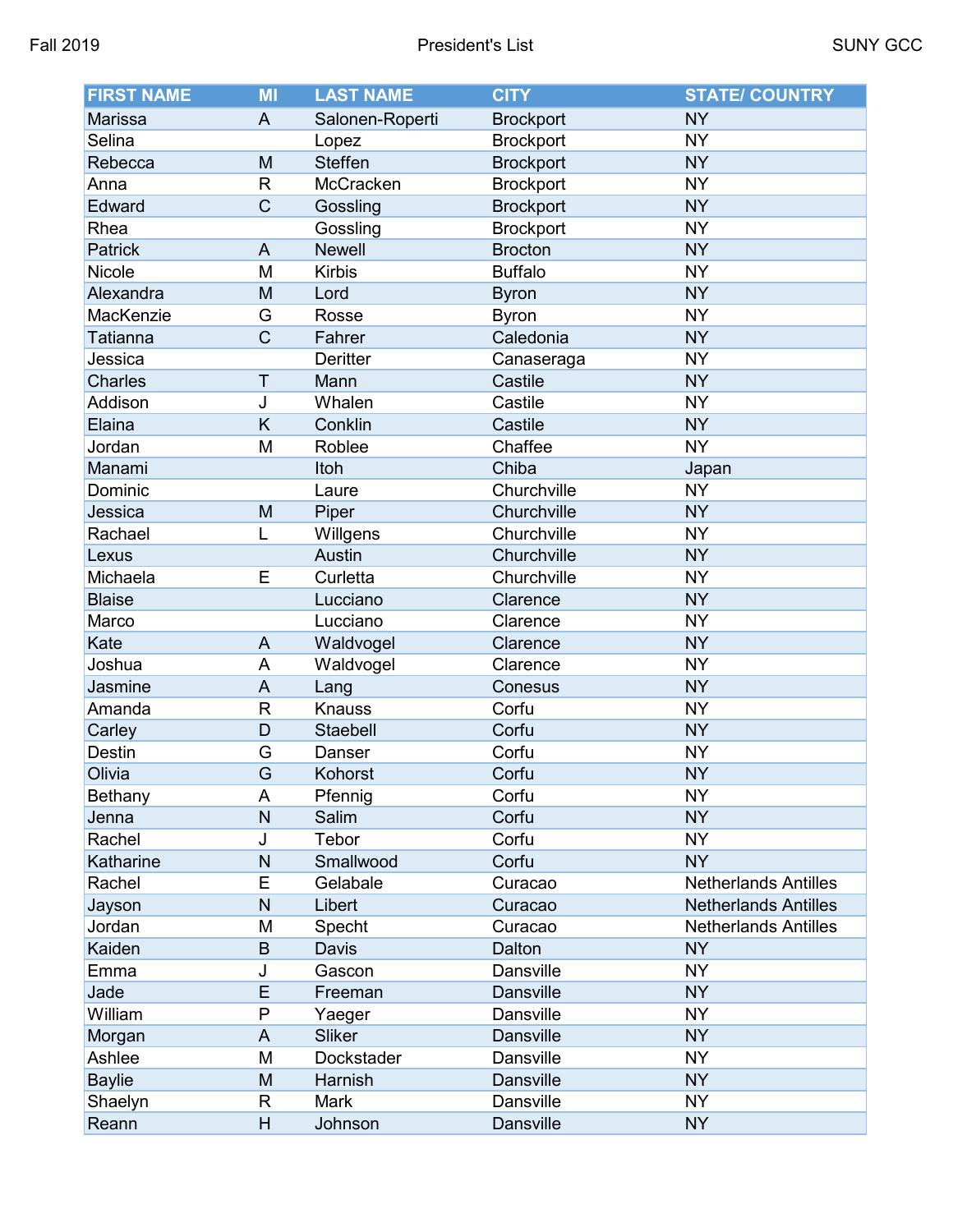| FIRST NAME | MI | LAST NAME | CITY | STATE/ COUNTRY |
|---|---|---|---|---|
| Marissa | A | Salonen-Roperti | Brockport | NY |
| Selina | | Lopez | Brockport | NY |
| Rebecca | M | Steffen | Brockport | NY |
| Anna | R | McCracken | Brockport | NY |
| Edward | C | Gossling | Brockport | NY |
| Rhea | | Gossling | Brockport | NY |
| Patrick | A | Newell | Brocton | NY |
| Nicole | M | Kirbis | Buffalo | NY |
| Alexandra | M | Lord | Byron | NY |
| MacKenzie | G | Rosse | Byron | NY |
| Tatianna | C | Fahrer | Caledonia | NY |
| Jessica | | Deritter | Canaseraga | NY |
| Charles | T | Mann | Castile | NY |
| Addison | J | Whalen | Castile | NY |
| Elaina | K | Conklin | Castile | NY |
| Jordan | M | Roblee | Chaffee | NY |
| Manami | | Itoh | Chiba | Japan |
| Dominic | | Laure | Churchville | NY |
| Jessica | M | Piper | Churchville | NY |
| Rachael | L | Willgens | Churchville | NY |
| Lexus | | Austin | Churchville | NY |
| Michaela | E | Curletta | Churchville | NY |
| Blaise | | Lucciano | Clarence | NY |
| Marco | | Lucciano | Clarence | NY |
| Kate | A | Waldvogel | Clarence | NY |
| Joshua | A | Waldvogel | Clarence | NY |
| Jasmine | A | Lang | Conesus | NY |
| Amanda | R | Knauss | Corfu | NY |
| Carley | D | Staebell | Corfu | NY |
| Destin | G | Danser | Corfu | NY |
| Olivia | G | Kohorst | Corfu | NY |
| Bethany | A | Pfennig | Corfu | NY |
| Jenna | N | Salim | Corfu | NY |
| Rachel | J | Tebor | Corfu | NY |
| Katharine | N | Smallwood | Corfu | NY |
| Rachel | E | Gelabale | Curacao | Netherlands Antilles |
| Jayson | N | Libert | Curacao | Netherlands Antilles |
| Jordan | M | Specht | Curacao | Netherlands Antilles |
| Kaiden | B | Davis | Dalton | NY |
| Emma | J | Gascon | Dansville | NY |
| Jade | E | Freeman | Dansville | NY |
| William | P | Yaeger | Dansville | NY |
| Morgan | A | Sliker | Dansville | NY |
| Ashlee | M | Dockstader | Dansville | NY |
| Baylie | M | Harnish | Dansville | NY |
| Shaelyn | R | Mark | Dansville | NY |
| Reann | H | Johnson | Dansville | NY |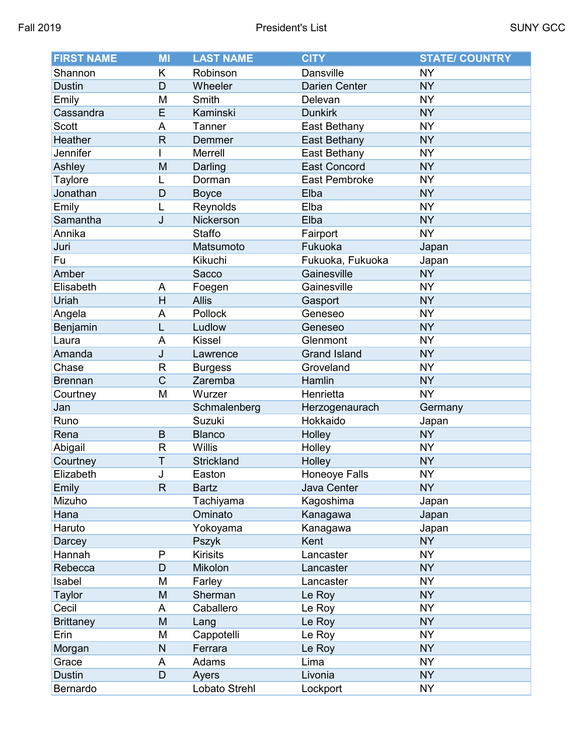| FIRST NAME | MI | LAST NAME | CITY | STATE/ COUNTRY |
|---|---|---|---|---|
| Shannon | K | Robinson | Dansville | NY |
| Dustin | D | Wheeler | Darien Center | NY |
| Emily | M | Smith | Delevan | NY |
| Cassandra | E | Kaminski | Dunkirk | NY |
| Scott | A | Tanner | East Bethany | NY |
| Heather | R | Demmer | East Bethany | NY |
| Jennifer | I | Merrell | East Bethany | NY |
| Ashley | M | Darling | East Concord | NY |
| Taylore | L | Dorman | East Pembroke | NY |
| Jonathan | D | Boyce | Elba | NY |
| Emily | L | Reynolds | Elba | NY |
| Samantha | J | Nickerson | Elba | NY |
| Annika | | Staffo | Fairport | NY |
| Juri | | Matsumoto | Fukuoka | Japan |
| Fu | | Kikuchi | Fukuoka, Fukuoka | Japan |
| Amber | | Sacco | Gainesville | NY |
| Elisabeth | A | Foegen | Gainesville | NY |
| Uriah | H | Allis | Gasport | NY |
| Angela | A | Pollock | Geneseo | NY |
| Benjamin | L | Ludlow | Geneseo | NY |
| Laura | A | Kissel | Glenmont | NY |
| Amanda | J | Lawrence | Grand Island | NY |
| Chase | R | Burgess | Groveland | NY |
| Brennan | C | Zaremba | Hamlin | NY |
| Courtney | M | Wurzer | Henrietta | NY |
| Jan | | Schmalenberg | Herzogenaurach | Germany |
| Runo | | Suzuki | Hokkaido | Japan |
| Rena | B | Blanco | Holley | NY |
| Abigail | R | Willis | Holley | NY |
| Courtney | T | Strickland | Holley | NY |
| Elizabeth | J | Easton | Honeoye Falls | NY |
| Emily | R | Bartz | Java Center | NY |
| Mizuho | | Tachiyama | Kagoshima | Japan |
| Hana | | Ominato | Kanagawa | Japan |
| Haruto | | Yokoyama | Kanagawa | Japan |
| Darcey | | Pszyk | Kent | NY |
| Hannah | P | Kirisits | Lancaster | NY |
| Rebecca | D | Mikolon | Lancaster | NY |
| Isabel | M | Farley | Lancaster | NY |
| Taylor | M | Sherman | Le Roy | NY |
| Cecil | A | Caballero | Le Roy | NY |
| Brittaney | M | Lang | Le Roy | NY |
| Erin | M | Cappotelli | Le Roy | NY |
| Morgan | N | Ferrara | Le Roy | NY |
| Grace | A | Adams | Lima | NY |
| Dustin | D | Ayers | Livonia | NY |
| Bernardo | | Lobato Strehl | Lockport | NY |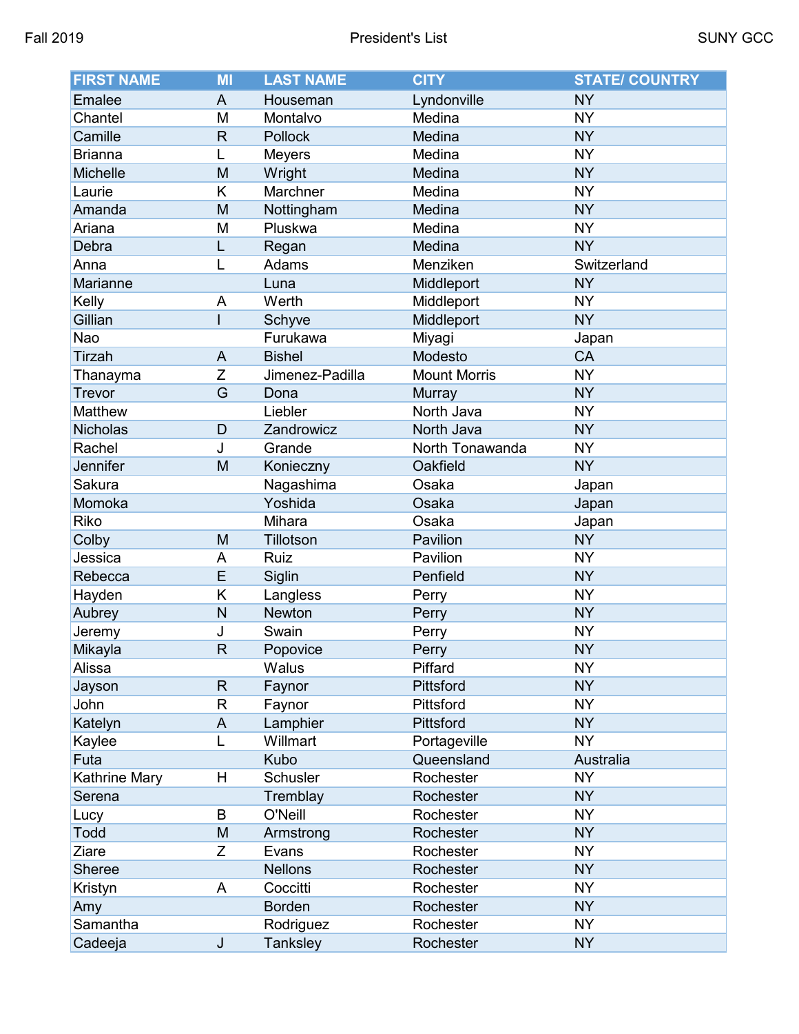| FIRST NAME | MI | LAST NAME | CITY | STATE/ COUNTRY |
|---|---|---|---|---|
| Emalee | A | Houseman | Lyndonville | NY |
| Chantel | M | Montalvo | Medina | NY |
| Camille | R | Pollock | Medina | NY |
| Brianna | L | Meyers | Medina | NY |
| Michelle | M | Wright | Medina | NY |
| Laurie | K | Marchner | Medina | NY |
| Amanda | M | Nottingham | Medina | NY |
| Ariana | M | Pluskwa | Medina | NY |
| Debra | L | Regan | Medina | NY |
| Anna | L | Adams | Menziken | Switzerland |
| Marianne | | Luna | Middleport | NY |
| Kelly | A | Werth | Middleport | NY |
| Gillian | I | Schyve | Middleport | NY |
| Nao | | Furukawa | Miyagi | Japan |
| Tirzah | A | Bishel | Modesto | CA |
| Thanayma | Z | Jimenez-Padilla | Mount Morris | NY |
| Trevor | G | Dona | Murray | NY |
| Matthew | | Liebler | North Java | NY |
| Nicholas | D | Zandrowicz | North Java | NY |
| Rachel | J | Grande | North Tonawanda | NY |
| Jennifer | M | Konieczny | Oakfield | NY |
| Sakura | | Nagashima | Osaka | Japan |
| Momoka | | Yoshida | Osaka | Japan |
| Riko | | Mihara | Osaka | Japan |
| Colby | M | Tillotson | Pavilion | NY |
| Jessica | A | Ruiz | Pavilion | NY |
| Rebecca | E | Siglin | Penfield | NY |
| Hayden | K | Langless | Perry | NY |
| Aubrey | N | Newton | Perry | NY |
| Jeremy | J | Swain | Perry | NY |
| Mikayla | R | Popovice | Perry | NY |
| Alissa | | Walus | Piffard | NY |
| Jayson | R | Faynor | Pittsford | NY |
| John | R | Faynor | Pittsford | NY |
| Katelyn | A | Lamphier | Pittsford | NY |
| Kaylee | L | Willmart | Portageville | NY |
| Futa | | Kubo | Queensland | Australia |
| Kathrine Mary | H | Schusler | Rochester | NY |
| Serena | | Tremblay | Rochester | NY |
| Lucy | B | O'Neill | Rochester | NY |
| Todd | M | Armstrong | Rochester | NY |
| Ziare | Z | Evans | Rochester | NY |
| Sheree | | Nellons | Rochester | NY |
| Kristyn | A | Coccitti | Rochester | NY |
| Amy | | Borden | Rochester | NY |
| Samantha | | Rodriguez | Rochester | NY |
| Cadeeja | J | Tanksley | Rochester | NY |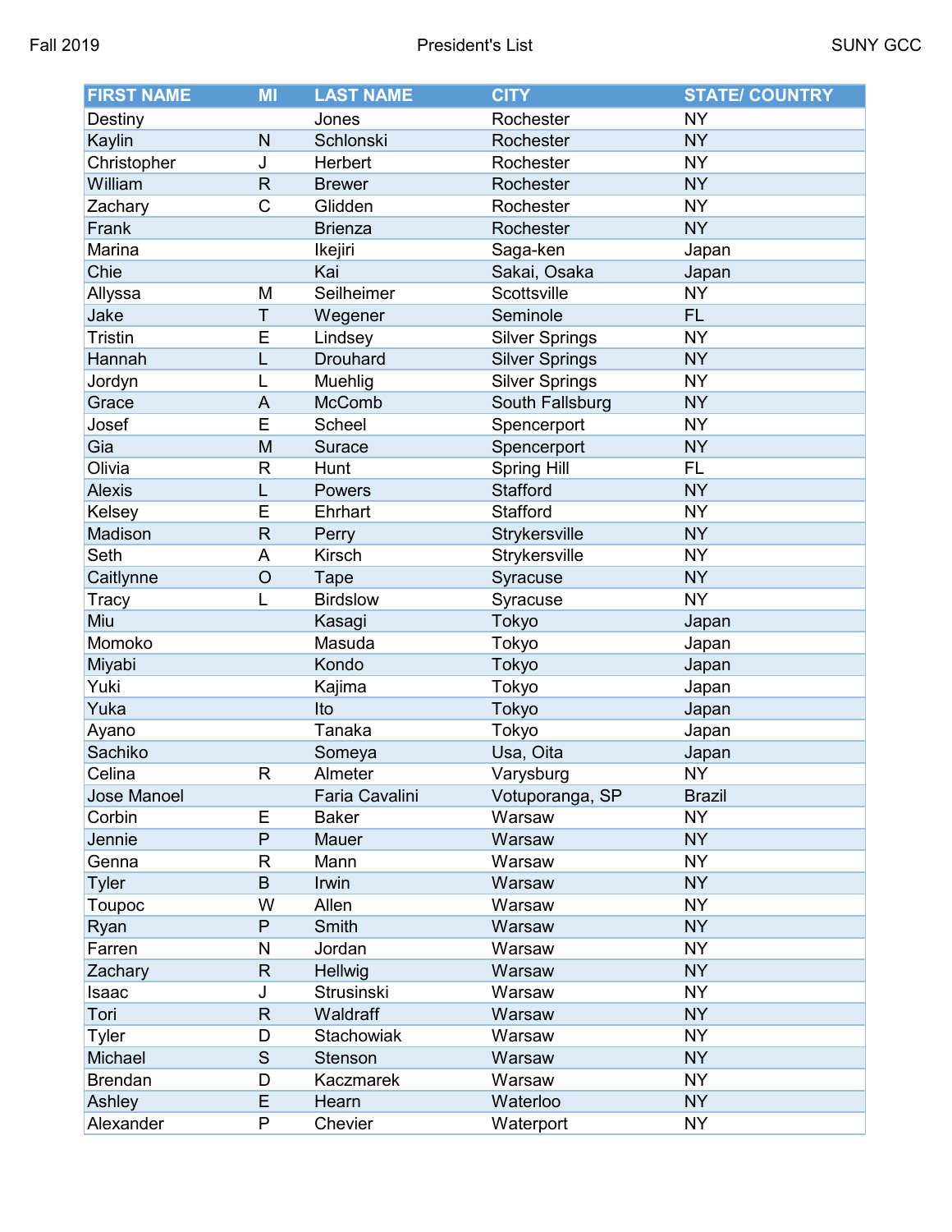| FIRST NAME | MI | LAST NAME | CITY | STATE/ COUNTRY |
|---|---|---|---|---|
| Destiny | | Jones | Rochester | NY |
| Kaylin | N | Schlonski | Rochester | NY |
| Christopher | J | Herbert | Rochester | NY |
| William | R | Brewer | Rochester | NY |
| Zachary | C | Glidden | Rochester | NY |
| Frank | | Brienza | Rochester | NY |
| Marina | | Ikejiri | Saga-ken | Japan |
| Chie | | Kai | Sakai, Osaka | Japan |
| Allyssa | M | Seilheimer | Scottsville | NY |
| Jake | T | Wegener | Seminole | FL |
| Tristin | E | Lindsey | Silver Springs | NY |
| Hannah | L | Drouhard | Silver Springs | NY |
| Jordyn | L | Muehlig | Silver Springs | NY |
| Grace | A | McComb | South Fallsburg | NY |
| Josef | E | Scheel | Spencerport | NY |
| Gia | M | Surace | Spencerport | NY |
| Olivia | R | Hunt | Spring Hill | FL |
| Alexis | L | Powers | Stafford | NY |
| Kelsey | E | Ehrhart | Stafford | NY |
| Madison | R | Perry | Strykersville | NY |
| Seth | A | Kirsch | Strykersville | NY |
| Caitlynne | O | Tape | Syracuse | NY |
| Tracy | L | Birdslow | Syracuse | NY |
| Miu | | Kasagi | Tokyo | Japan |
| Momoko | | Masuda | Tokyo | Japan |
| Miyabi | | Kondo | Tokyo | Japan |
| Yuki | | Kajima | Tokyo | Japan |
| Yuka | | Ito | Tokyo | Japan |
| Ayano | | Tanaka | Tokyo | Japan |
| Sachiko | | Someya | Usa, Oita | Japan |
| Celina | R | Almeter | Varysburg | NY |
| Jose Manoel | | Faria Cavalini | Votuporanga, SP | Brazil |
| Corbin | E | Baker | Warsaw | NY |
| Jennie | P | Mauer | Warsaw | NY |
| Genna | R | Mann | Warsaw | NY |
| Tyler | B | Irwin | Warsaw | NY |
| Toupoc | W | Allen | Warsaw | NY |
| Ryan | P | Smith | Warsaw | NY |
| Farren | N | Jordan | Warsaw | NY |
| Zachary | R | Hellwig | Warsaw | NY |
| Isaac | J | Strusinski | Warsaw | NY |
| Tori | R | Waldraff | Warsaw | NY |
| Tyler | D | Stachowiak | Warsaw | NY |
| Michael | S | Stenson | Warsaw | NY |
| Brendan | D | Kaczmarek | Warsaw | NY |
| Ashley | E | Hearn | Waterloo | NY |
| Alexander | P | Chevier | Waterport | NY |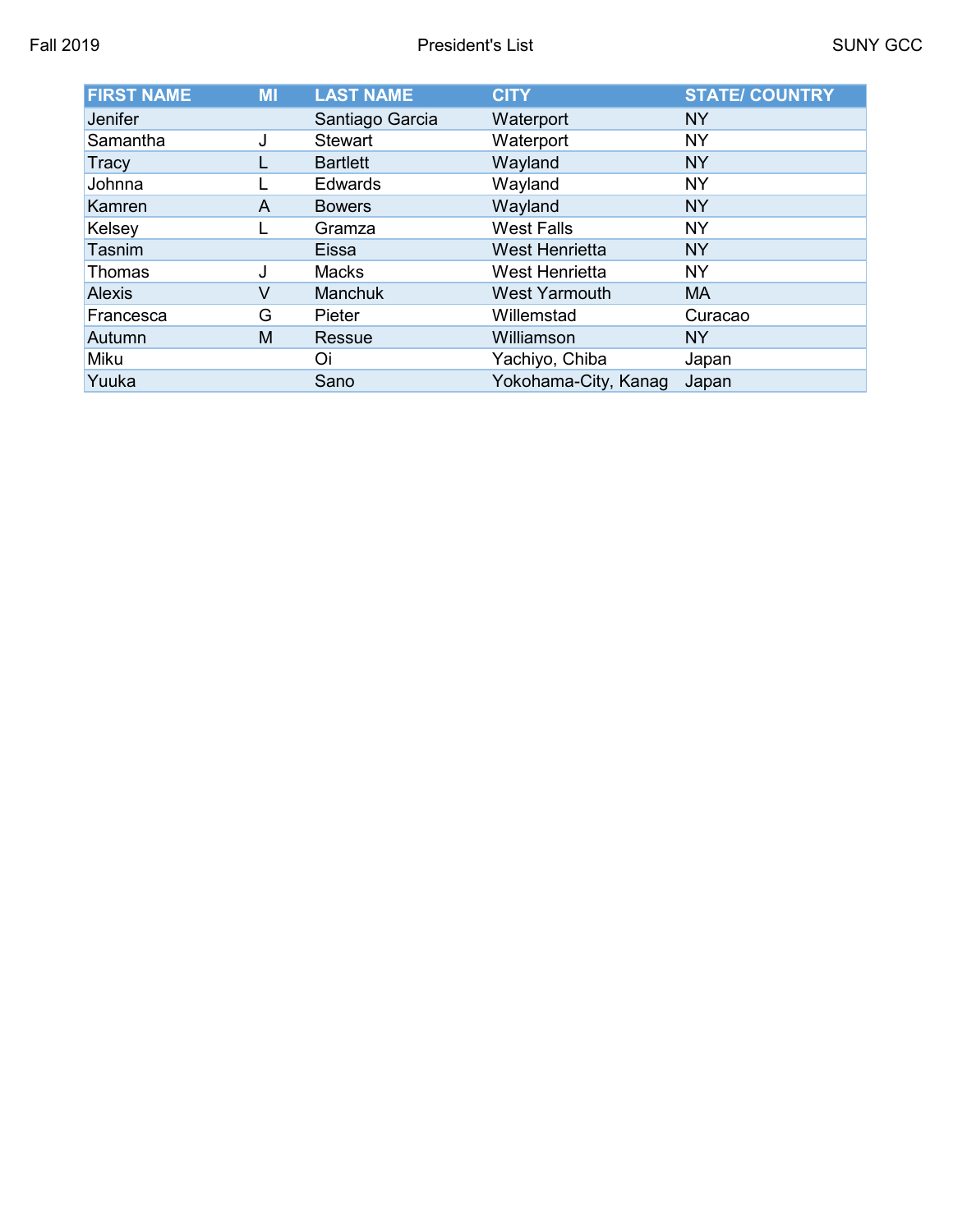| FIRST NAME | MI | LAST NAME | CITY | STATE/ COUNTRY |
|---|---|---|---|---|
| Jenifer | | Santiago Garcia | Waterport | NY |
| Samantha | J | Stewart | Waterport | NY |
| Tracy | L | Bartlett | Wayland | NY |
| Johnna | L | Edwards | Wayland | NY |
| Kamren | A | Bowers | Wayland | NY |
| Kelsey | L | Gramza | West Falls | NY |
| Tasnim | | Eissa | West Henrietta | NY |
| Thomas | J | Macks | West Henrietta | NY |
| Alexis | V | Manchuk | West Yarmouth | MA |
| Francesca | G | Pieter | Willemstad | Curacao |
| Autumn | M | Ressue | Williamson | NY |
| Miku | | Oi | Yachiyo, Chiba | Japan |
| Yuuka | | Sano | Yokohama-City, Kanag | Japan |